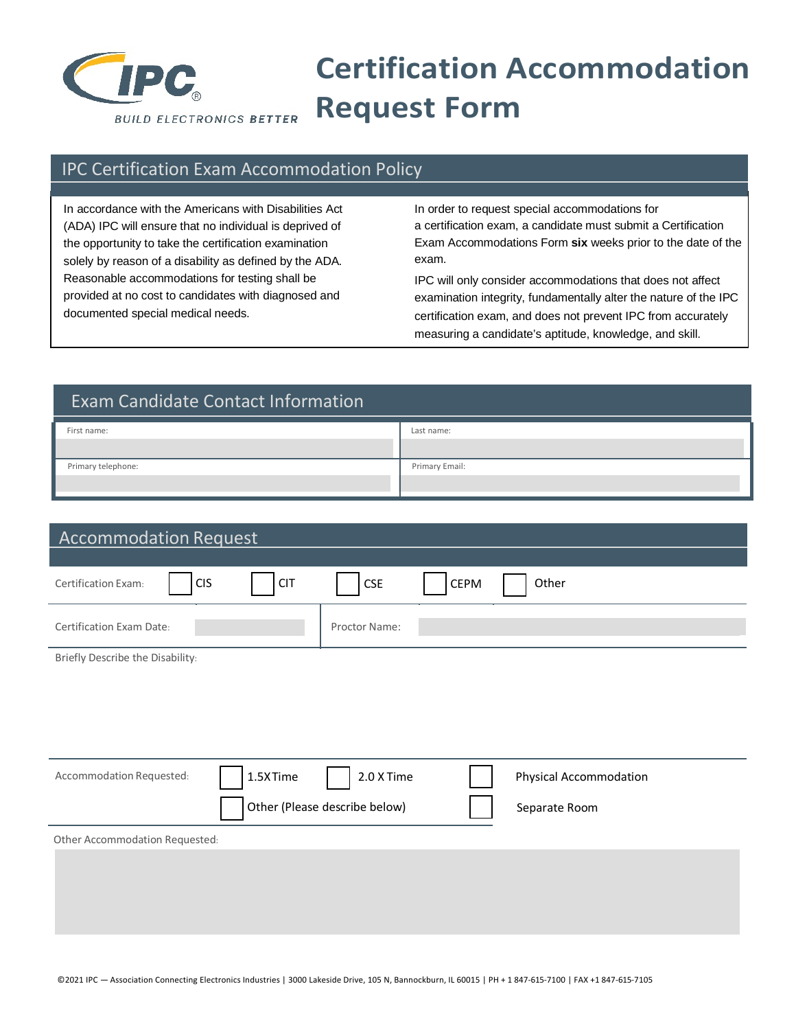IPC BUILD ELECTRONICS BETTER

# Certification Accommodation Request Form

## IPC Certification Exam Accommodation Policy

In accordance with the Americans with Disabilities Act (ADA) IPC will ensure that no individual is deprived of the opportunity to take the certification examination solely by reason of a disability as defined by the ADA. Reasonable accommodations for testing shall be provided at no cost to candidates with diagnosed and documented special medical needs.

In order to request special accommodations for a certification exam, a candidate must submit a Certification Exam Accommodations Form **six** weeks prior to the date of the exam.

IPC will only consider accommodations that does not affect examination integrity, fundamentally alter the nature of the IPC certification exam, and does not prevent IPC from accurately measuring a candidate's aptitude, knowledge, and skill.

## Exam Candidate Contact Information

| First name: | Last name: |
|---|---|
| | |
| **Primary telephone:** | **Primary Email:** |
| | |

## Accommodation Request

Certification Exam: ☐ CIS ☐ CIT ☐ CSE ☐ CEPM ☐ Other

| Certification Exam Date: | | Proctor Name: | |
|---|---|---|---|

Briefly Describe the Disability:

Accommodation Requested: ☐ 1.5XTime ☐ 2.0 X Time ☐ Physical Accommodation
☐ Other (Please describe below) ☐ Separate Room

Other Accommodation Requested:

©2021 IPC — Association Connecting Electronics Industries | 3000 Lakeside Drive, 105 N, Bannockburn, IL 60015 | PH + 1 847-615-7100 | FAX +1 847-615-7105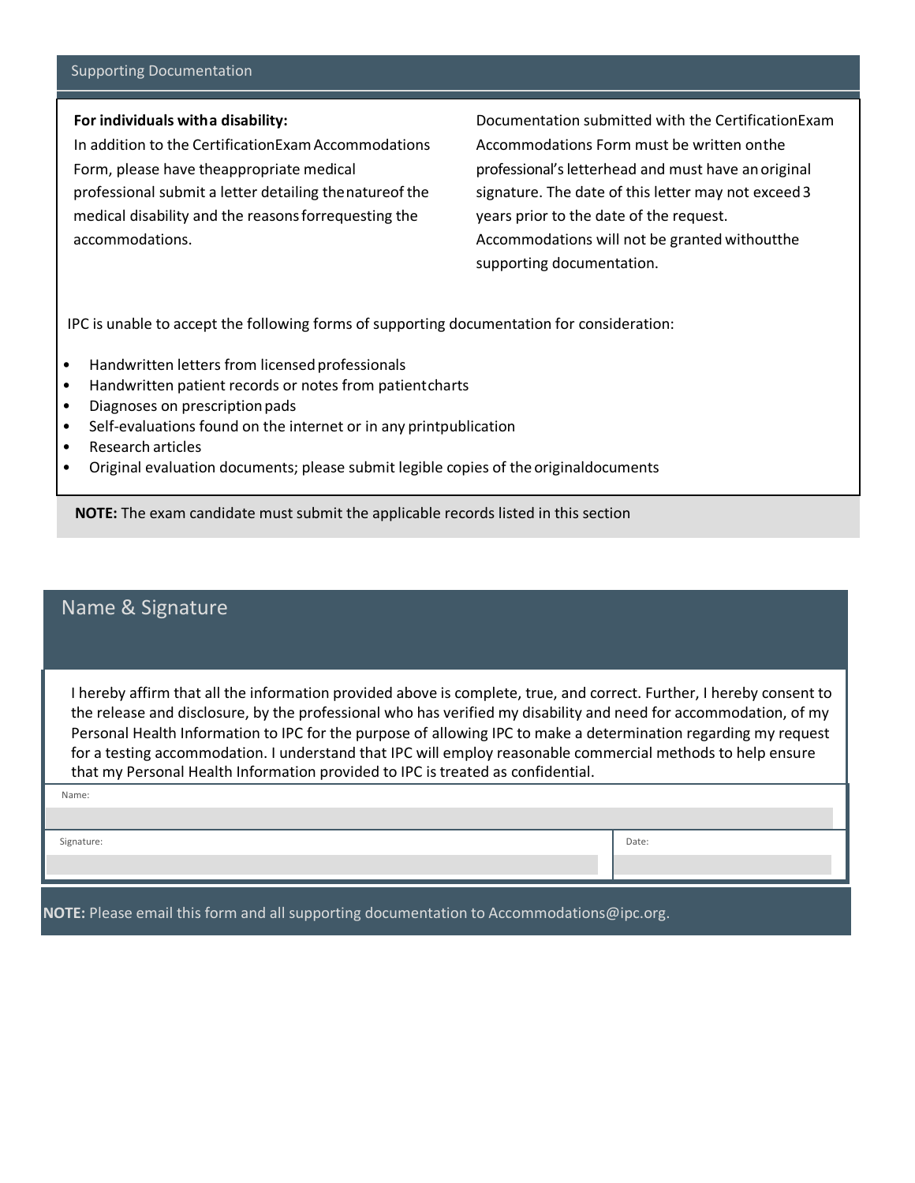## Supporting Documentation

**For individuals with a disability:**

In addition to the Certification Exam Accommodations Form, please have the appropriate medical professional submit a letter detailing the nature of the medical disability and the reasons for requesting the accommodations.

Documentation submitted with the Certification Exam Accommodations Form must be written on the professional's letterhead and must have an original signature. The date of this letter may not exceed 3 years prior to the date of the request. Accommodations will not be granted without the supporting documentation.

IPC is unable to accept the following forms of supporting documentation for consideration:

- Handwritten letters from licensed professionals
- Handwritten patient records or notes from patient charts
- Diagnoses on prescription pads
- Self-evaluations found on the internet or in any print publication
- Research articles
- Original evaluation documents; please submit legible copies of the original documents

**NOTE:** The exam candidate must submit the applicable records listed in this section

## Name & Signature

I hereby affirm that all the information provided above is complete, true, and correct. Further, I hereby consent to the release and disclosure, by the professional who has verified my disability and need for accommodation, of my Personal Health Information to IPC for the purpose of allowing IPC to make a determination regarding my request for a testing accommodation. I understand that IPC will employ reasonable commercial methods to help ensure that my Personal Health Information provided to IPC is treated as confidential.

| Name: | |
|---|---|
| Signature: | Date: |

**NOTE:** Please email this form and all supporting documentation to Accommodations@ipc.org.